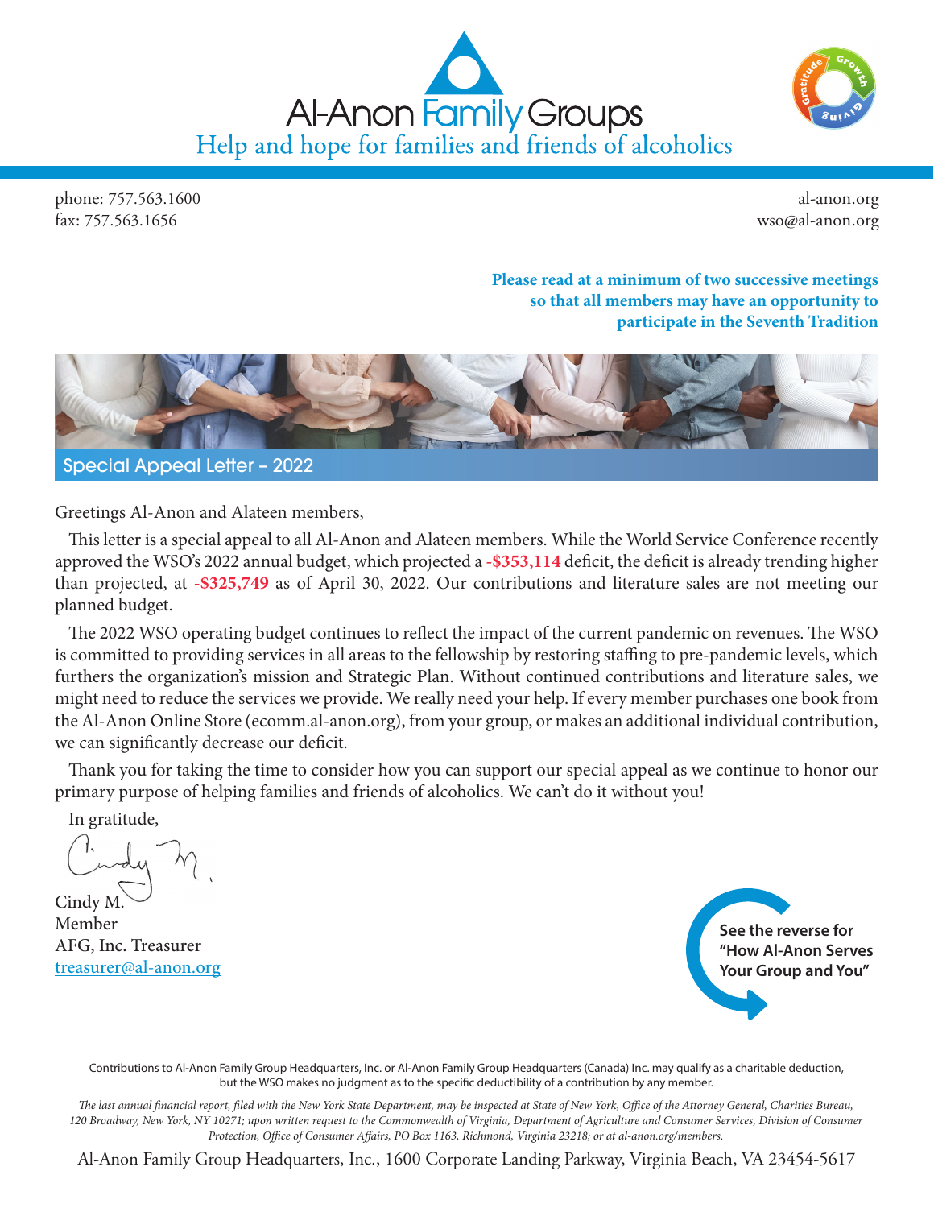# Al-Anon Family Groups

Help and hope for families and friends of alcoholics

phone: 757.563.1600
fax: 757.563.1656

al-anon.org
wso@al-anon.org

**Please read at a minimum of two successive meetings so that all members may have an opportunity to participate in the Seventh Tradition**

## Special Appeal Letter – 2022

Greetings Al-Anon and Alateen members,

This letter is a special appeal to all Al-Anon and Alateen members. While the World Service Conference recently approved the WSO's 2022 annual budget, which projected a **-$353,114** deficit, the deficit is already trending higher than projected, at **-$325,749** as of April 30, 2022. Our contributions and literature sales are not meeting our planned budget.

The 2022 WSO operating budget continues to reflect the impact of the current pandemic on revenues. The WSO is committed to providing services in all areas to the fellowship by restoring staffing to pre-pandemic levels, which furthers the organization's mission and Strategic Plan. Without continued contributions and literature sales, we might need to reduce the services we provide. We really need your help. If every member purchases one book from the Al-Anon Online Store (ecomm.al-anon.org), from your group, or makes an additional individual contribution, we can significantly decrease our deficit.

Thank you for taking the time to consider how you can support our special appeal as we continue to honor our primary purpose of helping families and friends of alcoholics. We can't do it without you!

In gratitude,

Cindy M.
Member
AFG, Inc. Treasurer
treasurer@al-anon.org

**See the reverse for "How Al-Anon Serves Your Group and You"**

Contributions to Al-Anon Family Group Headquarters, Inc. or Al-Anon Family Group Headquarters (Canada) Inc. may qualify as a charitable deduction, but the WSO makes no judgment as to the specific deductibility of a contribution by any member.

*The last annual financial report, filed with the New York State Department, may be inspected at State of New York, Office of the Attorney General, Charities Bureau, 120 Broadway, New York, NY 10271; upon written request to the Commonwealth of Virginia, Department of Agriculture and Consumer Services, Division of Consumer Protection, Office of Consumer Affairs, PO Box 1163, Richmond, Virginia 23218; or at al-anon.org/members.*

Al-Anon Family Group Headquarters, Inc., 1600 Corporate Landing Parkway, Virginia Beach, VA 23454-5617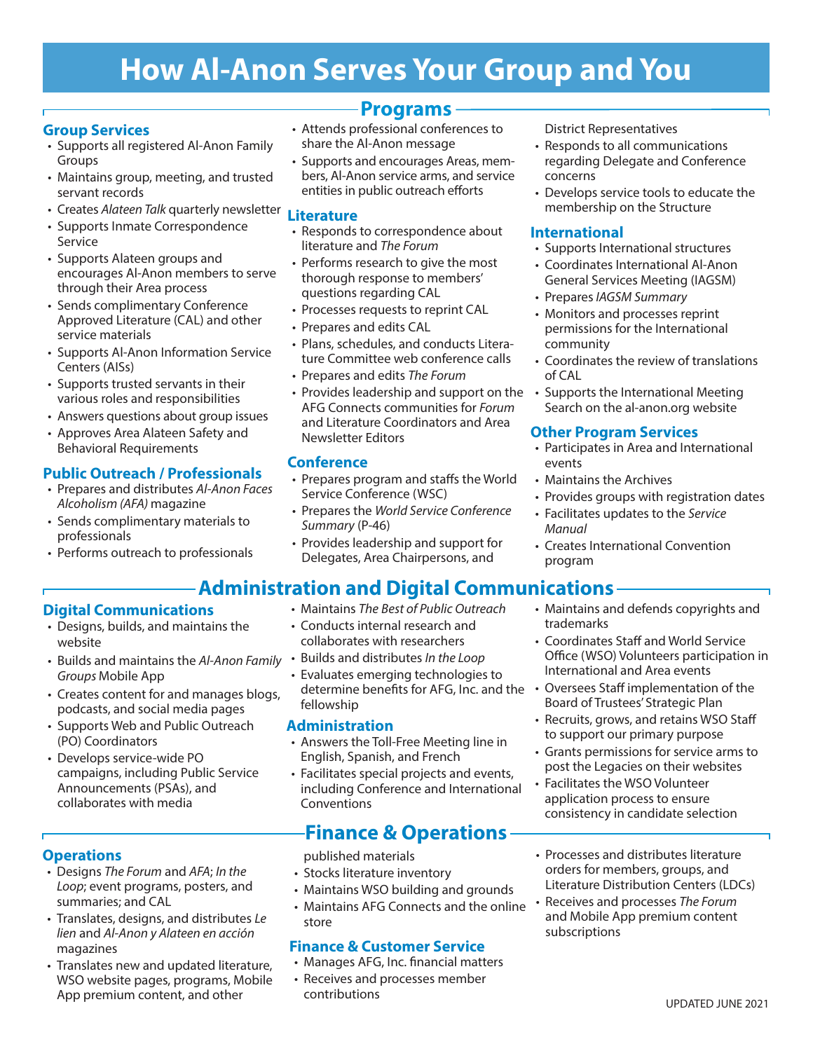# How Al-Anon Serves Your Group and You

## Programs

### Group Services

- Supports all registered Al-Anon Family Groups
- Maintains group, meeting, and trusted servant records
- Creates *Alateen Talk* quarterly newsletter
- Supports Inmate Correspondence Service
- Supports Alateen groups and encourages Al-Anon members to serve through their Area process
- Sends complimentary Conference Approved Literature (CAL) and other service materials
- Supports Al-Anon Information Service Centers (AISs)
- Supports trusted servants in their various roles and responsibilities
- Answers questions about group issues
- Approves Area Alateen Safety and Behavioral Requirements

### Public Outreach / Professionals

- Prepares and distributes *Al-Anon Faces Alcoholism (AFA)* magazine
- Sends complimentary materials to professionals
- Performs outreach to professionals
- Attends professional conferences to share the Al-Anon message
- Supports and encourages Areas, members, Al-Anon service arms, and service entities in public outreach efforts

### Literature

- Responds to correspondence about literature and *The Forum*
- Performs research to give the most thorough response to members' questions regarding CAL
- Processes requests to reprint CAL
- Prepares and edits CAL
- Plans, schedules, and conducts Literature Committee web conference calls
- Prepares and edits *The Forum*
- Provides leadership and support on the AFG Connects communities for *Forum* and Literature Coordinators and Area Newsletter Editors

### Conference

- Prepares program and staffs the World Service Conference (WSC)
- Prepares the *World Service Conference Summary* (P-46)
- Provides leadership and support for Delegates, Area Chairpersons, and District Representatives
- Responds to all communications regarding Delegate and Conference concerns
- Develops service tools to educate the membership on the Structure

### International

- Supports International structures
- Coordinates International Al-Anon General Services Meeting (IAGSM)
- Prepares *IAGSM Summary*
- Monitors and processes reprint permissions for the International community
- Coordinates the review of translations of CAL
- Supports the International Meeting Search on the al-anon.org website

### Other Program Services

- Participates in Area and International events
- Maintains the Archives
- Provides groups with registration dates
- Facilitates updates to the *Service Manual*
- Creates International Convention program

## Administration and Digital Communications

### Digital Communications

- Designs, builds, and maintains the website
- Builds and maintains the *Al-Anon Family Groups* Mobile App
- Creates content for and manages blogs, podcasts, and social media pages
- Supports Web and Public Outreach (PO) Coordinators
- Develops service-wide PO campaigns, including Public Service Announcements (PSAs), and collaborates with media
- Maintains *The Best of Public Outreach*
- Conducts internal research and collaborates with researchers
- Builds and distributes *In the Loop*
- Evaluates emerging technologies to determine benefits for AFG, Inc. and the fellowship

### Administration

- Answers the Toll-Free Meeting line in English, Spanish, and French
- Facilitates special projects and events, including Conference and International Conventions
- Maintains and defends copyrights and trademarks
- Coordinates Staff and World Service Office (WSO) Volunteers participation in International and Area events
- Oversees Staff implementation of the Board of Trustees' Strategic Plan
- Recruits, grows, and retains WSO Staff to support our primary purpose
- Grants permissions for service arms to post the Legacies on their websites
- Facilitates the WSO Volunteer application process to ensure consistency in candidate selection

## Finance & Operations

### Operations

- Designs *The Forum* and *AFA*; *In the Loop*; event programs, posters, and summaries; and CAL
- Translates, designs, and distributes *Le lien* and *Al-Anon y Alateen en acción* magazines
- Translates new and updated literature, WSO website pages, programs, Mobile App premium content, and other published materials
- Stocks literature inventory
- Maintains WSO building and grounds
- Maintains AFG Connects and the online store

### Finance & Customer Service

- Manages AFG, Inc. financial matters
- Receives and processes member contributions
- Processes and distributes literature orders for members, groups, and Literature Distribution Centers (LDCs)
- Receives and processes *The Forum* and Mobile App premium content subscriptions

UPDATED JUNE 2021